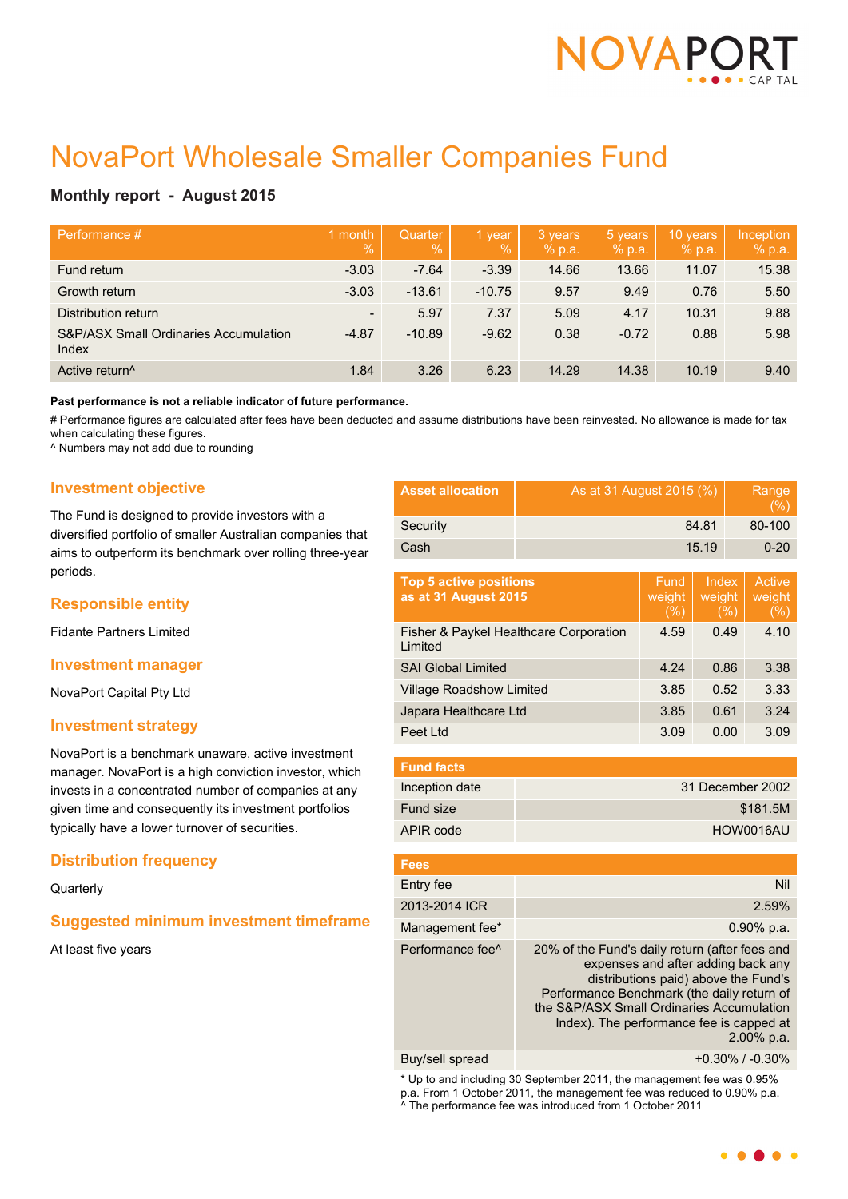# NovaPort Wholesale Smaller Companies Fund

**Monthly report - August 2015**

| Performance # | 1 month % | Quarter % | 1 year % | 3 years % p.a. | 5 years % p.a. | 10 years % p.a. | Inception % p.a. |
|---|---|---|---|---|---|---|---|
| Fund return | -3.03 | -7.64 | -3.39 | 14.66 | 13.66 | 11.07 | 15.38 |
| Growth return | -3.03 | -13.61 | -10.75 | 9.57 | 9.49 | 0.76 | 5.50 |
| Distribution return | - | 5.97 | 7.37 | 5.09 | 4.17 | 10.31 | 9.88 |
| S&P/ASX Small Ordinaries Accumulation Index | -4.87 | -10.89 | -9.62 | 0.38 | -0.72 | 0.88 | 5.98 |
| Active return^ | 1.84 | 3.26 | 6.23 | 14.29 | 14.38 | 10.19 | 9.40 |

**Past performance is not a reliable indicator of future performance.**

# Performance figures are calculated after fees have been deducted and assume distributions have been reinvested. No allowance is made for tax when calculating these figures.

^ Numbers may not add due to rounding

## Investment objective

The Fund is designed to provide investors with a diversified portfolio of smaller Australian companies that aims to outperform its benchmark over rolling three-year periods.

## Responsible entity

Fidante Partners Limited

## Investment manager

NovaPort Capital Pty Ltd

## Investment strategy

NovaPort is a benchmark unaware, active investment manager. NovaPort is a high conviction investor, which invests in a concentrated number of companies at any given time and consequently its investment portfolios typically have a lower turnover of securities.

## Distribution frequency

Quarterly

## Suggested minimum investment timeframe

At least five years

| Asset allocation | As at 31 August 2015 (%) | Range (%) |
|---|---|---|
| Security | 84.81 | 80-100 |
| Cash | 15.19 | 0-20 |

| Top 5 active positions as at 31 August 2015 | Fund weight (%) | Index weight (%) | Active weight (%) |
|---|---|---|---|
| Fisher & Paykel Healthcare Corporation Limited | 4.59 | 0.49 | 4.10 |
| SAI Global Limited | 4.24 | 0.86 | 3.38 |
| Village Roadshow Limited | 3.85 | 0.52 | 3.33 |
| Japara Healthcare Ltd | 3.85 | 0.61 | 3.24 |
| Peet Ltd | 3.09 | 0.00 | 3.09 |

| Fund facts | |
|---|---|
| Inception date | 31 December 2002 |
| Fund size | $181.5M |
| APIR code | HOW0016AU |

| Fees | |
|---|---|
| Entry fee | Nil |
| 2013-2014 ICR | 2.59% |
| Management fee* | 0.90% p.a. |
| Performance fee^ | 20% of the Fund's daily return (after fees and expenses and after adding back any distributions paid) above the Fund's Performance Benchmark (the daily return of the S&P/ASX Small Ordinaries Accumulation Index). The performance fee is capped at 2.00% p.a. |
| Buy/sell spread | +0.30% / -0.30% |

* Up to and including 30 September 2011, the management fee was 0.95% p.a. From 1 October 2011, the management fee was reduced to 0.90% p.a.

^ The performance fee was introduced from 1 October 2011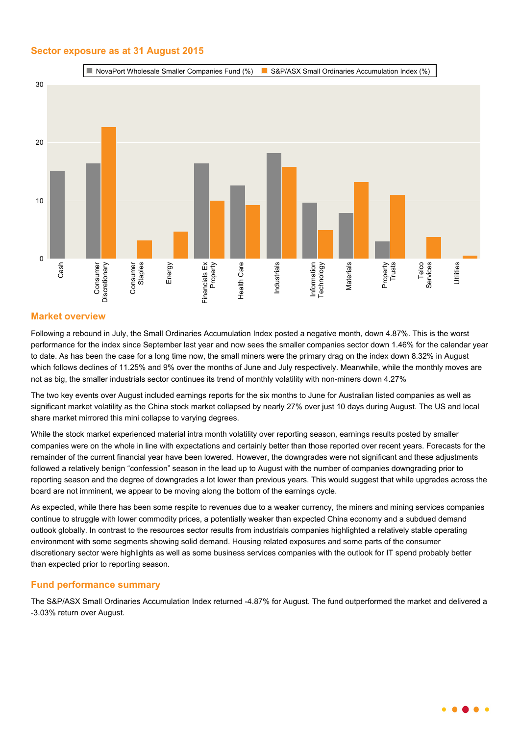## Sector exposure as at 31 August 2015

## Market overview

Following a rebound in July, the Small Ordinaries Accumulation Index posted a negative month, down 4.87%. This is the worst performance for the index since September last year and now sees the smaller companies sector down 1.46% for the calendar year to date. As has been the case for a long time now, the small miners were the primary drag on the index down 8.32% in August which follows declines of 11.25% and 9% over the months of June and July respectively. Meanwhile, while the monthly moves are not as big, the smaller industrials sector continues its trend of monthly volatility with non-miners down 4.27%

The two key events over August included earnings reports for the six months to June for Australian listed companies as well as significant market volatility as the China stock market collapsed by nearly 27% over just 10 days during August. The US and local share market mirrored this mini collapse to varying degrees.

While the stock market experienced material intra month volatility over reporting season, earnings results posted by smaller companies were on the whole in line with expectations and certainly better than those reported over recent years. Forecasts for the remainder of the current financial year have been lowered. However, the downgrades were not significant and these adjustments followed a relatively benign "confession" season in the lead up to August with the number of companies downgrading prior to reporting season and the degree of downgrades a lot lower than previous years. This would suggest that while upgrades across the board are not imminent, we appear to be moving along the bottom of the earnings cycle.

As expected, while there has been some respite to revenues due to a weaker currency, the miners and mining services companies continue to struggle with lower commodity prices, a potentially weaker than expected China economy and a subdued demand outlook globally. In contrast to the resources sector results from industrials companies highlighted a relatively stable operating environment with some segments showing solid demand. Housing related exposures and some parts of the consumer discretionary sector were highlights as well as some business services companies with the outlook for IT spend probably better than expected prior to reporting season.

## Fund performance summary

The S&P/ASX Small Ordinaries Accumulation Index returned -4.87% for August. The fund outperformed the market and delivered a -3.03% return over August.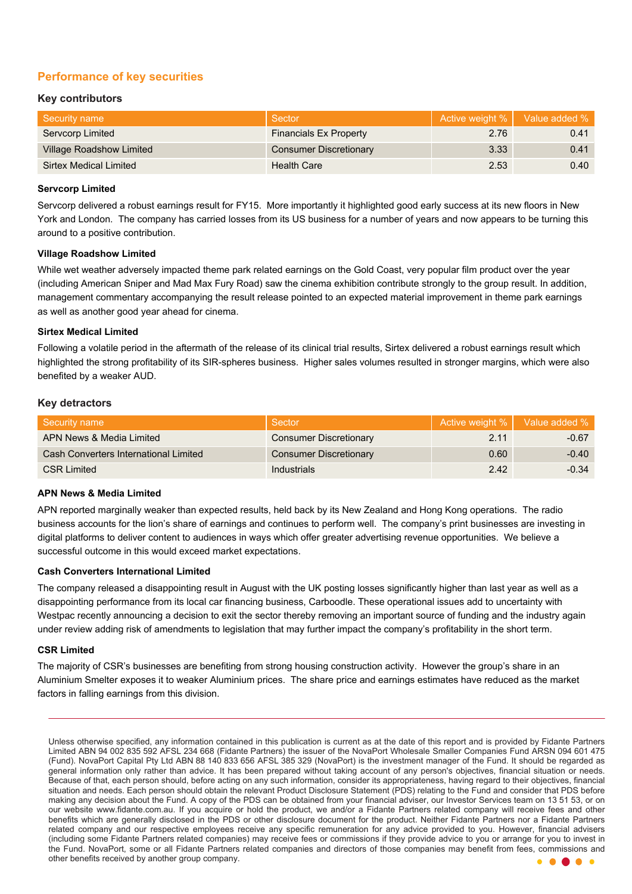## Performance of key securities

### Key contributors

| Security name | Sector | Active weight % | Value added % |
|---|---|---|---|
| Servcorp Limited | Financials Ex Property | 2.76 | 0.41 |
| Village Roadshow Limited | Consumer Discretionary | 3.33 | 0.41 |
| Sirtex Medical Limited | Health Care | 2.53 | 0.40 |

**Servcorp Limited**

Servcorp delivered a robust earnings result for FY15. More importantly it highlighted good early success at its new floors in New York and London. The company has carried losses from its US business for a number of years and now appears to be turning this around to a positive contribution.

**Village Roadshow Limited**

While wet weather adversely impacted theme park related earnings on the Gold Coast, very popular film product over the year (including American Sniper and Mad Max Fury Road) saw the cinema exhibition contribute strongly to the group result. In addition, management commentary accompanying the result release pointed to an expected material improvement in theme park earnings as well as another good year ahead for cinema.

**Sirtex Medical Limited**

Following a volatile period in the aftermath of the release of its clinical trial results, Sirtex delivered a robust earnings result which highlighted the strong profitability of its SIR-spheres business. Higher sales volumes resulted in stronger margins, which were also benefited by a weaker AUD.

### Key detractors

| Security name | Sector | Active weight % | Value added % |
|---|---|---|---|
| APN News & Media Limited | Consumer Discretionary | 2.11 | -0.67 |
| Cash Converters International Limited | Consumer Discretionary | 0.60 | -0.40 |
| CSR Limited | Industrials | 2.42 | -0.34 |

**APN News & Media Limited**

APN reported marginally weaker than expected results, held back by its New Zealand and Hong Kong operations. The radio business accounts for the lion's share of earnings and continues to perform well. The company's print businesses are investing in digital platforms to deliver content to audiences in ways which offer greater advertising revenue opportunities. We believe a successful outcome in this would exceed market expectations.

**Cash Converters International Limited**

The company released a disappointing result in August with the UK posting losses significantly higher than last year as well as a disappointing performance from its local car financing business, Carboodle. These operational issues add to uncertainty with Westpac recently announcing a decision to exit the sector thereby removing an important source of funding and the industry again under review adding risk of amendments to legislation that may further impact the company's profitability in the short term.

**CSR Limited**

The majority of CSR's businesses are benefiting from strong housing construction activity. However the group's share in an Aluminium Smelter exposes it to weaker Aluminium prices. The share price and earnings estimates have reduced as the market factors in falling earnings from this division.

---

Unless otherwise specified, any information contained in this publication is current as at the date of this report and is provided by Fidante Partners Limited ABN 94 002 835 592 AFSL 234 668 (Fidante Partners) the issuer of the NovaPort Wholesale Smaller Companies Fund ARSN 094 601 475 (Fund). NovaPort Capital Pty Ltd ABN 88 140 833 656 AFSL 385 329 (NovaPort) is the investment manager of the Fund. It should be regarded as general information only rather than advice. It has been prepared without taking account of any person's objectives, financial situation or needs. Because of that, each person should, before acting on any such information, consider its appropriateness, having regard to their objectives, financial situation and needs. Each person should obtain the relevant Product Disclosure Statement (PDS) relating to the Fund and consider that PDS before making any decision about the Fund. A copy of the PDS can be obtained from your financial adviser, our Investor Services team on 13 51 53, or on our website www.fidante.com.au. If you acquire or hold the product, we and/or a Fidante Partners related company will receive fees and other benefits which are generally disclosed in the PDS or other disclosure document for the product. Neither Fidante Partners nor a Fidante Partners related company and our respective employees receive any specific remuneration for any advice provided to you. However, financial advisers (including some Fidante Partners related companies) may receive fees or commissions if they provide advice to you or arrange for you to invest in the Fund. NovaPort, some or all Fidante Partners related companies and directors of those companies may benefit from fees, commissions and other benefits received by another group company.